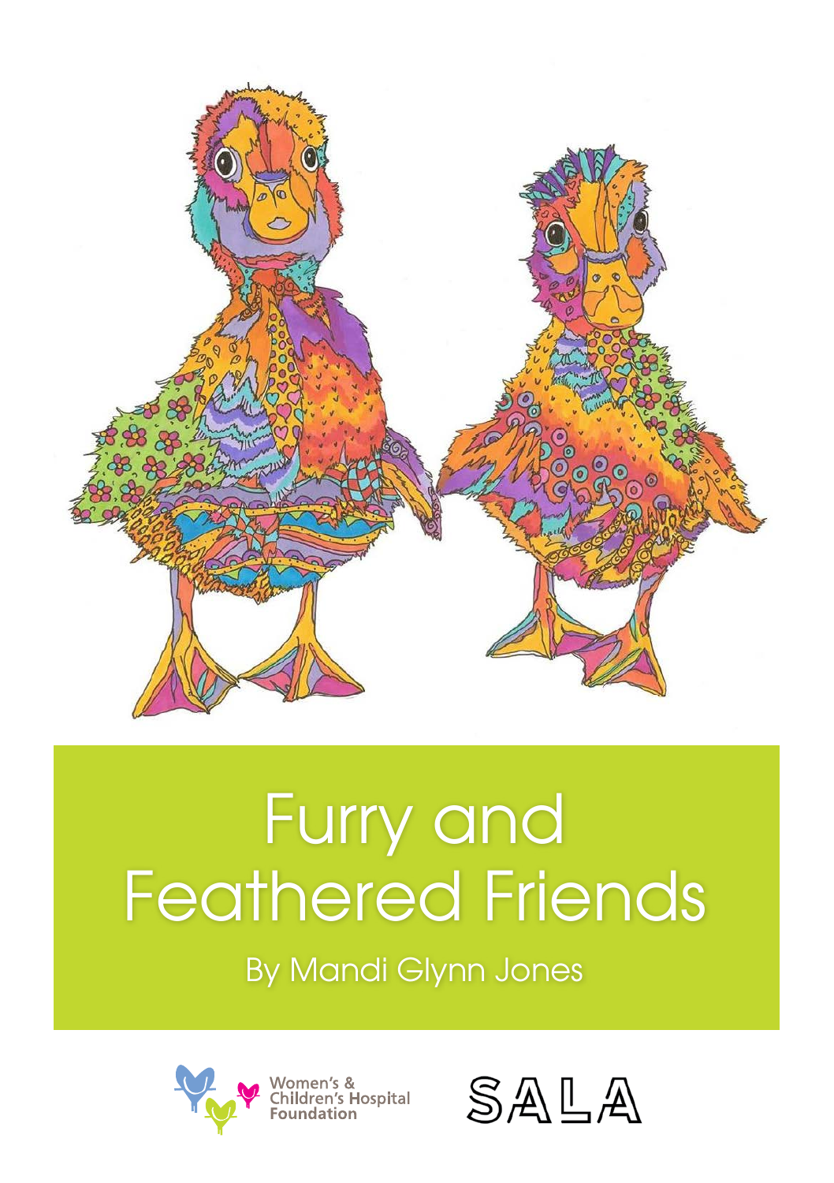# Furry and Feathered Friends

By Mandi Glynn Jones

Women's & Children's Hospital Foundation

SALA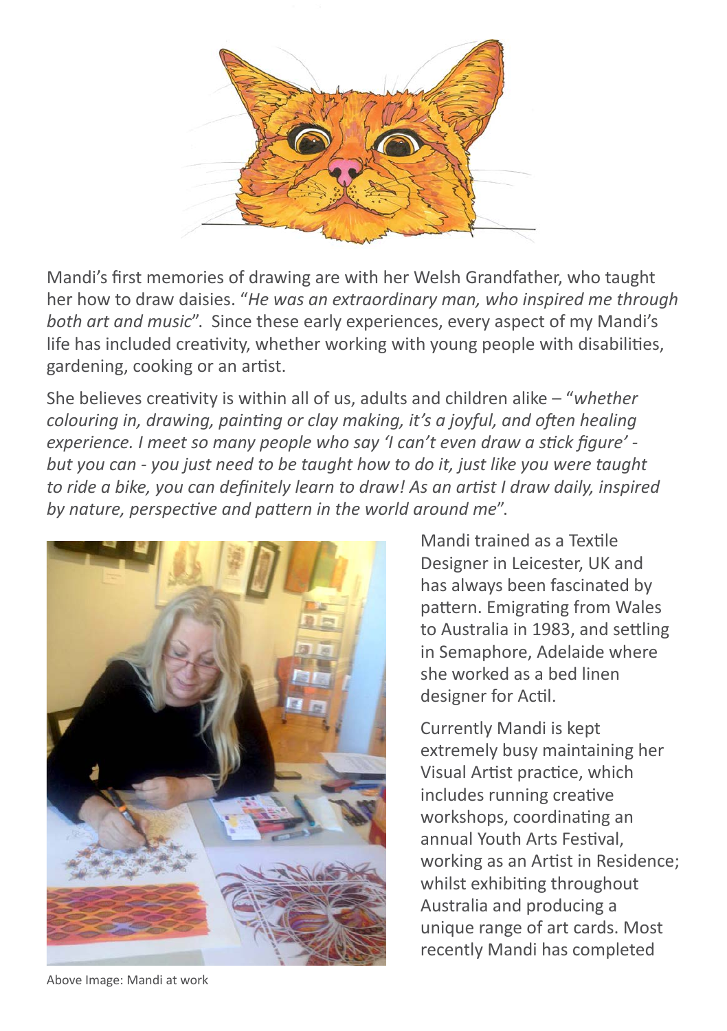Mandi's first memories of drawing are with her Welsh Grandfather, who taught her how to draw daisies. "*He was an extraordinary man, who inspired me through both art and music*". Since these early experiences, every aspect of my Mandi's life has included creativity, whether working with young people with disabilities, gardening, cooking or an artist.

She believes creativity is within all of us, adults and children alike – "*whether colouring in, drawing, painting or clay making, it's a joyful, and often healing experience. I meet so many people who say 'I can't even draw a stick figure' - but you can - you just need to be taught how to do it, just like you were taught to ride a bike, you can definitely learn to draw! As an artist I draw daily, inspired by nature, perspective and pattern in the world around me*".

Above Image: Mandi at work

Mandi trained as a Textile Designer in Leicester, UK and has always been fascinated by pattern. Emigrating from Wales to Australia in 1983, and settling in Semaphore, Adelaide where she worked as a bed linen designer for Actil.

Currently Mandi is kept extremely busy maintaining her Visual Artist practice, which includes running creative workshops, coordinating an annual Youth Arts Festival, working as an Artist in Residence; whilst exhibiting throughout Australia and producing a unique range of art cards. Most recently Mandi has completed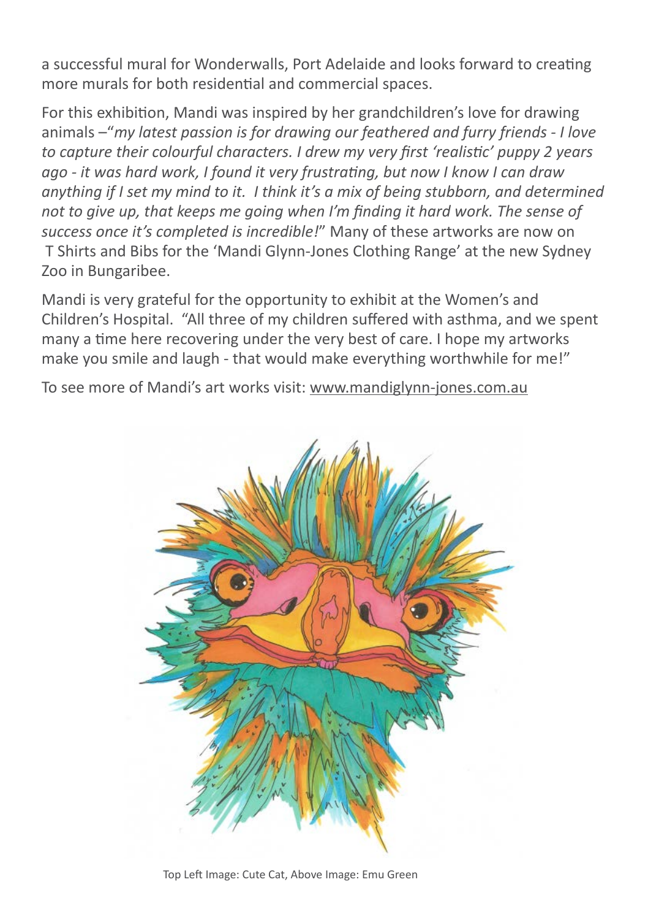a successful mural for Wonderwalls, Port Adelaide and looks forward to creating more murals for both residential and commercial spaces.

For this exhibition, Mandi was inspired by her grandchildren's love for drawing animals –"*my latest passion is for drawing our feathered and furry friends - I love to capture their colourful characters. I drew my very first 'realistic' puppy 2 years ago - it was hard work, I found it very frustrating, but now I know I can draw anything if I set my mind to it. I think it's a mix of being stubborn, and determined not to give up, that keeps me going when I'm finding it hard work. The sense of success once it's completed is incredible!*" Many of these artworks are now on T Shirts and Bibs for the 'Mandi Glynn-Jones Clothing Range' at the new Sydney Zoo in Bungaribee.

Mandi is very grateful for the opportunity to exhibit at the Women's and Children's Hospital. "All three of my children suffered with asthma, and we spent many a time here recovering under the very best of care. I hope my artworks make you smile and laugh - that would make everything worthwhile for me!"

To see more of Mandi's art works visit: www.mandiglynn-jones.com.au

Top Left Image: Cute Cat, Above Image: Emu Green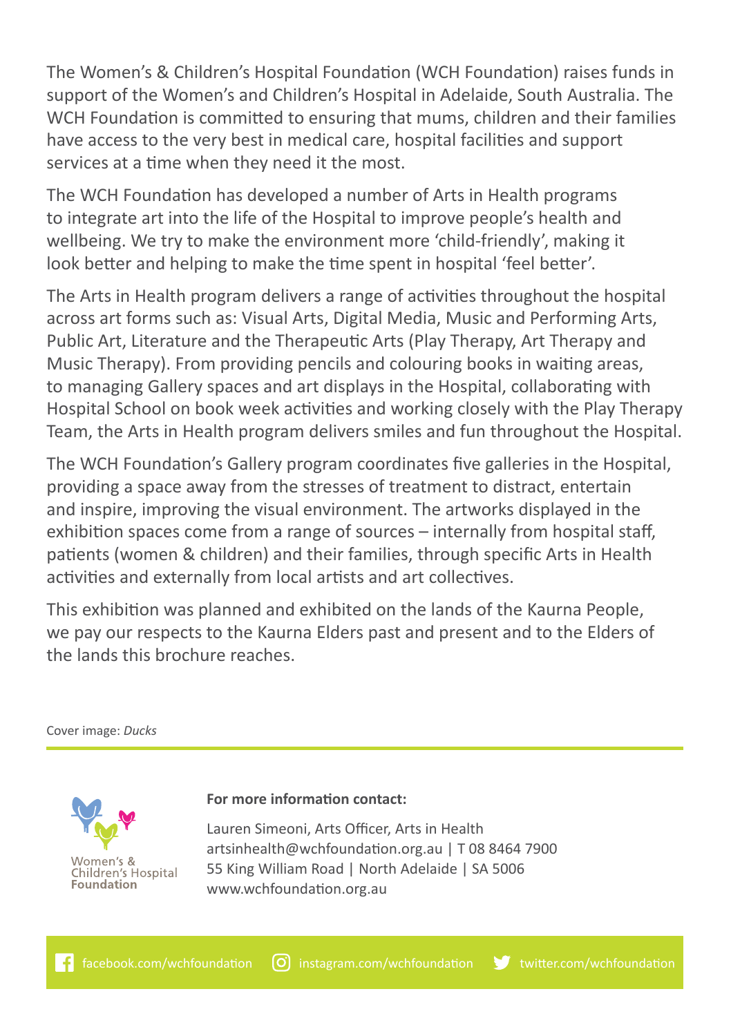The Women's & Children's Hospital Foundation (WCH Foundation) raises funds in support of the Women's and Children's Hospital in Adelaide, South Australia. The WCH Foundation is committed to ensuring that mums, children and their families have access to the very best in medical care, hospital facilities and support services at a time when they need it the most.

The WCH Foundation has developed a number of Arts in Health programs to integrate art into the life of the Hospital to improve people's health and wellbeing. We try to make the environment more 'child-friendly', making it look better and helping to make the time spent in hospital 'feel better'.

The Arts in Health program delivers a range of activities throughout the hospital across art forms such as: Visual Arts, Digital Media, Music and Performing Arts, Public Art, Literature and the Therapeutic Arts (Play Therapy, Art Therapy and Music Therapy). From providing pencils and colouring books in waiting areas, to managing Gallery spaces and art displays in the Hospital, collaborating with Hospital School on book week activities and working closely with the Play Therapy Team, the Arts in Health program delivers smiles and fun throughout the Hospital.

The WCH Foundation's Gallery program coordinates five galleries in the Hospital, providing a space away from the stresses of treatment to distract, entertain and inspire, improving the visual environment. The artworks displayed in the exhibition spaces come from a range of sources – internally from hospital staff, patients (women & children) and their families, through specific Arts in Health activities and externally from local artists and art collectives.

This exhibition was planned and exhibited on the lands of the Kaurna People, we pay our respects to the Kaurna Elders past and present and to the Elders of the lands this brochure reaches.

Cover image: *Ducks*

Women's & Children's Hospital Foundation

**For more information contact:**

Lauren Simeoni, Arts Officer, Arts in Health
artsinhealth@wchfoundation.org.au | T 08 8464 7900
55 King William Road | North Adelaide | SA 5006
www.wchfoundation.org.au

facebook.com/wchfoundation | instagram.com/wchfoundation | twitter.com/wchfoundation